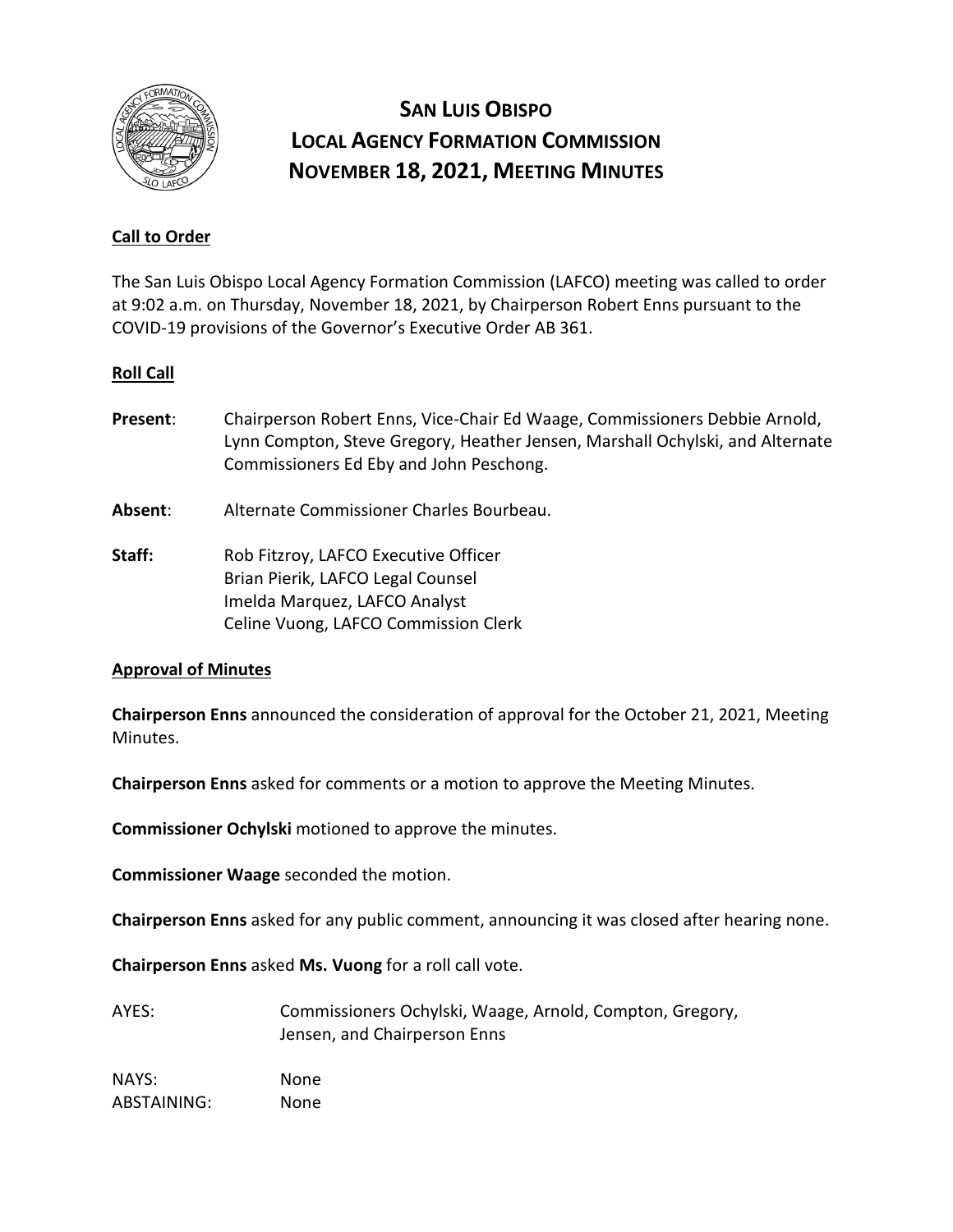# San Luis Obispo Local Agency Formation Commission November 18, 2021, Meeting Minutes

**Call to Order**

The San Luis Obispo Local Agency Formation Commission (LAFCO) meeting was called to order at 9:02 a.m. on Thursday, November 18, 2021, by Chairperson Robert Enns pursuant to the COVID-19 provisions of the Governor's Executive Order AB 361.

**Roll Call**

**Present**: Chairperson Robert Enns, Vice-Chair Ed Waage, Commissioners Debbie Arnold, Lynn Compton, Steve Gregory, Heather Jensen, Marshall Ochylski, and Alternate Commissioners Ed Eby and John Peschong.

**Absent**: Alternate Commissioner Charles Bourbeau.

**Staff:** Rob Fitzroy, LAFCO Executive Officer
Brian Pierik, LAFCO Legal Counsel
Imelda Marquez, LAFCO Analyst
Celine Vuong, LAFCO Commission Clerk

**Approval of Minutes**

**Chairperson Enns** announced the consideration of approval for the October 21, 2021, Meeting Minutes.

**Chairperson Enns** asked for comments or a motion to approve the Meeting Minutes.

**Commissioner Ochylski** motioned to approve the minutes.

**Commissioner Waage** seconded the motion.

**Chairperson Enns** asked for any public comment, announcing it was closed after hearing none.

**Chairperson Enns** asked **Ms. Vuong** for a roll call vote.

AYES: Commissioners Ochylski, Waage, Arnold, Compton, Gregory, Jensen, and Chairperson Enns

NAYS: None
ABSTAINING: None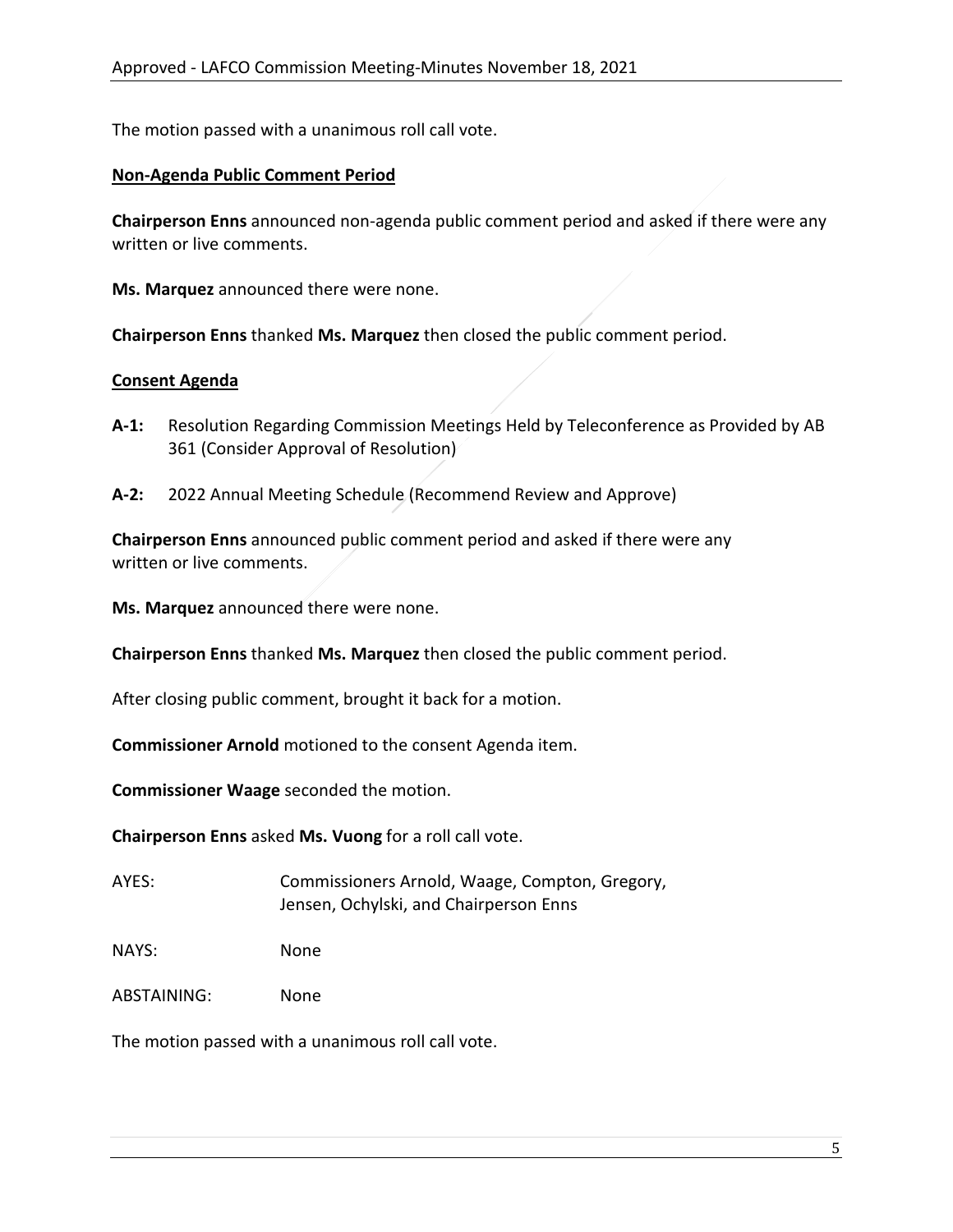The motion passed with a unanimous roll call vote.

## Non-Agenda Public Comment Period

**Chairperson Enns** announced non-agenda public comment period and asked if there were any written or live comments.

**Ms. Marquez** announced there were none.

**Chairperson Enns** thanked **Ms. Marquez** then closed the public comment period.

## Consent Agenda

**A-1:** Resolution Regarding Commission Meetings Held by Teleconference as Provided by AB 361 (Consider Approval of Resolution)

**A-2:** 2022 Annual Meeting Schedule (Recommend Review and Approve)

**Chairperson Enns** announced public comment period and asked if there were any written or live comments.

**Ms. Marquez** announced there were none.

**Chairperson Enns** thanked **Ms. Marquez** then closed the public comment period.

After closing public comment, brought it back for a motion.

**Commissioner Arnold** motioned to the consent Agenda item.

**Commissioner Waage** seconded the motion.

**Chairperson Enns** asked **Ms. Vuong** for a roll call vote.

AYES: Commissioners Arnold, Waage, Compton, Gregory, Jensen, Ochylski, and Chairperson Enns

NAYS: None

ABSTAINING: None

The motion passed with a unanimous roll call vote.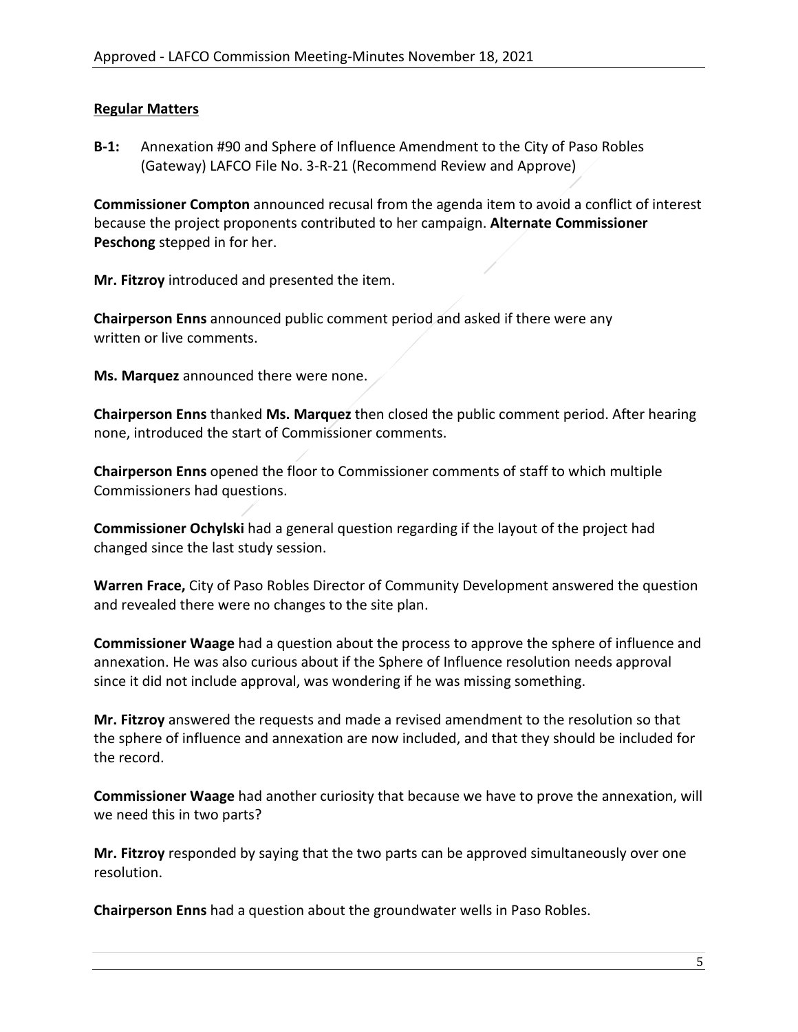## Regular Matters

**B-1:** Annexation #90 and Sphere of Influence Amendment to the City of Paso Robles (Gateway) LAFCO File No. 3-R-21 (Recommend Review and Approve)

**Commissioner Compton** announced recusal from the agenda item to avoid a conflict of interest because the project proponents contributed to her campaign. **Alternate Commissioner Peschong** stepped in for her.

**Mr. Fitzroy** introduced and presented the item.

**Chairperson Enns** announced public comment period and asked if there were any written or live comments.

**Ms. Marquez** announced there were none.

**Chairperson Enns** thanked **Ms. Marquez** then closed the public comment period. After hearing none, introduced the start of Commissioner comments.

**Chairperson Enns** opened the floor to Commissioner comments of staff to which multiple Commissioners had questions.

**Commissioner Ochylski** had a general question regarding if the layout of the project had changed since the last study session.

**Warren Frace,** City of Paso Robles Director of Community Development answered the question and revealed there were no changes to the site plan.

**Commissioner Waage** had a question about the process to approve the sphere of influence and annexation. He was also curious about if the Sphere of Influence resolution needs approval since it did not include approval, was wondering if he was missing something.

**Mr. Fitzroy** answered the requests and made a revised amendment to the resolution so that the sphere of influence and annexation are now included, and that they should be included for the record.

**Commissioner Waage** had another curiosity that because we have to prove the annexation, will we need this in two parts?

**Mr. Fitzroy** responded by saying that the two parts can be approved simultaneously over one resolution.

**Chairperson Enns** had a question about the groundwater wells in Paso Robles.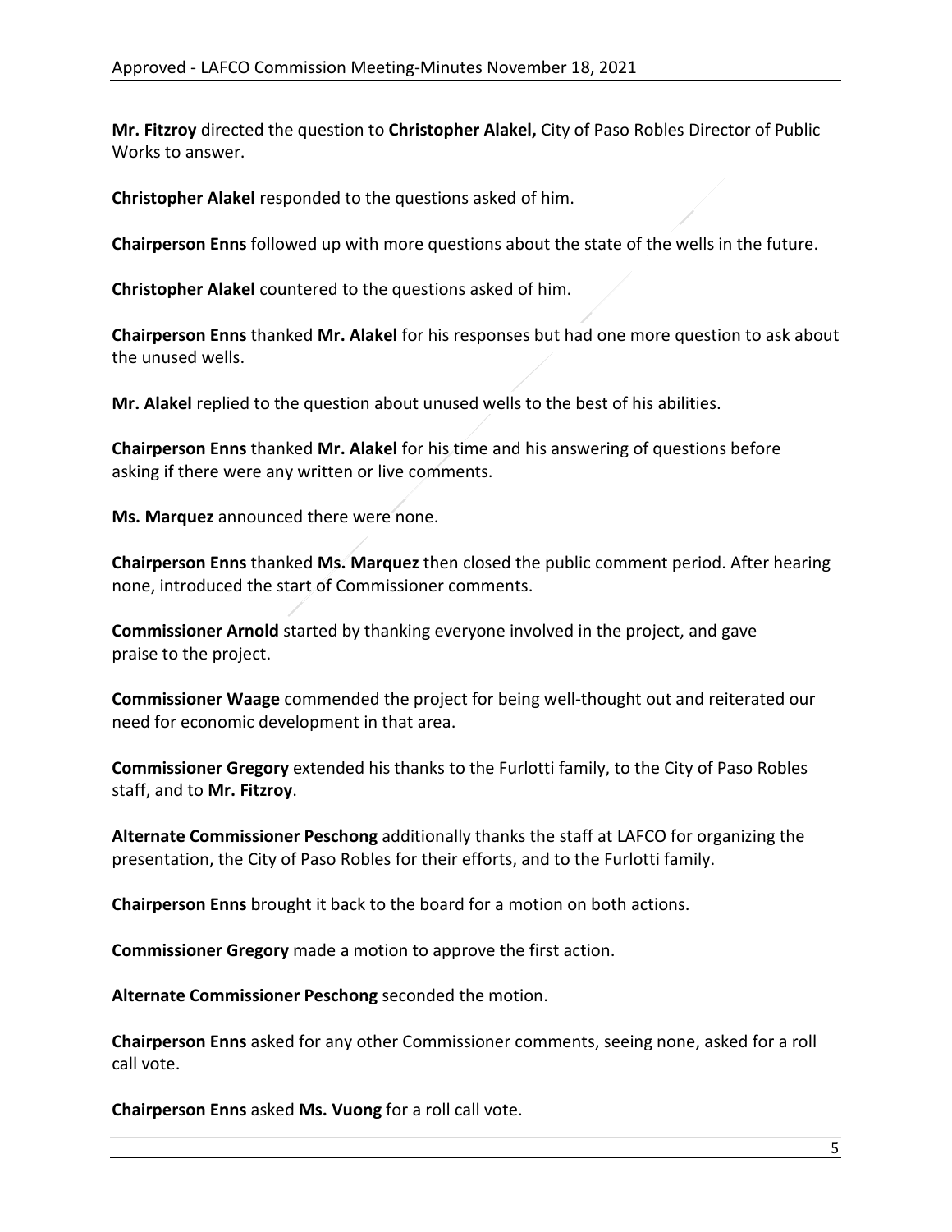**Mr. Fitzroy** directed the question to **Christopher Alakel,** City of Paso Robles Director of Public Works to answer.

**Christopher Alakel** responded to the questions asked of him.

**Chairperson Enns** followed up with more questions about the state of the wells in the future.

**Christopher Alakel** countered to the questions asked of him.

**Chairperson Enns** thanked **Mr. Alakel** for his responses but had one more question to ask about the unused wells.

**Mr. Alakel** replied to the question about unused wells to the best of his abilities.

**Chairperson Enns** thanked **Mr. Alakel** for his time and his answering of questions before asking if there were any written or live comments.

**Ms. Marquez** announced there were none.

**Chairperson Enns** thanked **Ms. Marquez** then closed the public comment period. After hearing none, introduced the start of Commissioner comments.

**Commissioner Arnold** started by thanking everyone involved in the project, and gave praise to the project.

**Commissioner Waage** commended the project for being well-thought out and reiterated our need for economic development in that area.

**Commissioner Gregory** extended his thanks to the Furlotti family, to the City of Paso Robles staff, and to **Mr. Fitzroy**.

**Alternate Commissioner Peschong** additionally thanks the staff at LAFCO for organizing the presentation, the City of Paso Robles for their efforts, and to the Furlotti family.

**Chairperson Enns** brought it back to the board for a motion on both actions.

**Commissioner Gregory** made a motion to approve the first action.

**Alternate Commissioner Peschong** seconded the motion.

**Chairperson Enns** asked for any other Commissioner comments, seeing none, asked for a roll call vote.

**Chairperson Enns** asked **Ms. Vuong** for a roll call vote.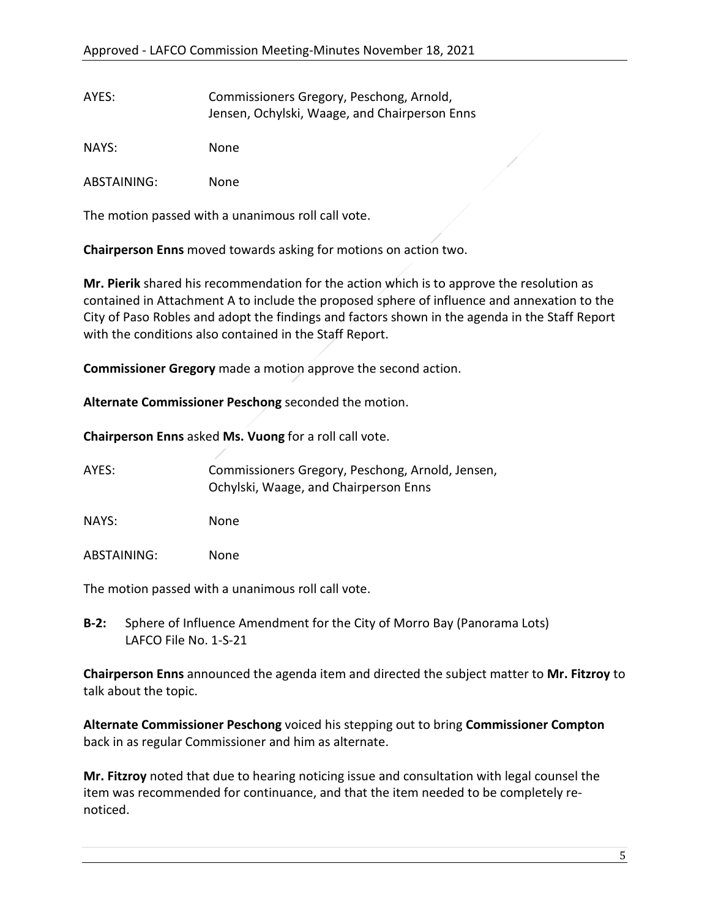AYES: Commissioners Gregory, Peschong, Arnold, Jensen, Ochylski, Waage, and Chairperson Enns

NAYS: None

ABSTAINING: None

The motion passed with a unanimous roll call vote.

**Chairperson Enns** moved towards asking for motions on action two.

**Mr. Pierik** shared his recommendation for the action which is to approve the resolution as contained in Attachment A to include the proposed sphere of influence and annexation to the City of Paso Robles and adopt the findings and factors shown in the agenda in the Staff Report with the conditions also contained in the Staff Report.

**Commissioner Gregory** made a motion approve the second action.

**Alternate Commissioner Peschong** seconded the motion.

**Chairperson Enns** asked **Ms. Vuong** for a roll call vote.

AYES: Commissioners Gregory, Peschong, Arnold, Jensen, Ochylski, Waage, and Chairperson Enns

NAYS: None

ABSTAINING: None

The motion passed with a unanimous roll call vote.

**B-2:** Sphere of Influence Amendment for the City of Morro Bay (Panorama Lots) LAFCO File No. 1-S-21

**Chairperson Enns** announced the agenda item and directed the subject matter to **Mr. Fitzroy** to talk about the topic.

**Alternate Commissioner Peschong** voiced his stepping out to bring **Commissioner Compton** back in as regular Commissioner and him as alternate.

**Mr. Fitzroy** noted that due to hearing noticing issue and consultation with legal counsel the item was recommended for continuance, and that the item needed to be completely re-noticed.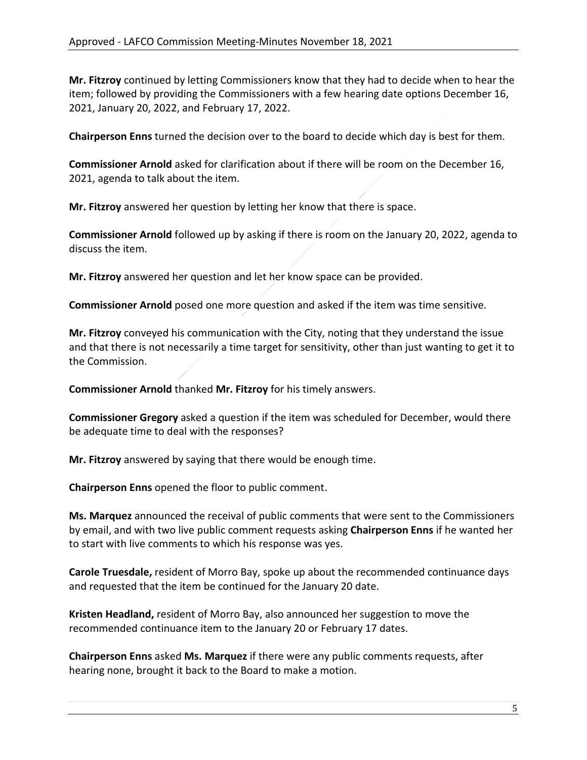**Mr. Fitzroy** continued by letting Commissioners know that they had to decide when to hear the item; followed by providing the Commissioners with a few hearing date options December 16, 2021, January 20, 2022, and February 17, 2022.

**Chairperson Enns** turned the decision over to the board to decide which day is best for them.

**Commissioner Arnold** asked for clarification about if there will be room on the December 16, 2021, agenda to talk about the item.

**Mr. Fitzroy** answered her question by letting her know that there is space.

**Commissioner Arnold** followed up by asking if there is room on the January 20, 2022, agenda to discuss the item.

**Mr. Fitzroy** answered her question and let her know space can be provided.

**Commissioner Arnold** posed one more question and asked if the item was time sensitive.

**Mr. Fitzroy** conveyed his communication with the City, noting that they understand the issue and that there is not necessarily a time target for sensitivity, other than just wanting to get it to the Commission.

**Commissioner Arnold** thanked **Mr. Fitzroy** for his timely answers.

**Commissioner Gregory** asked a question if the item was scheduled for December, would there be adequate time to deal with the responses?

**Mr. Fitzroy** answered by saying that there would be enough time.

**Chairperson Enns** opened the floor to public comment.

**Ms. Marquez** announced the receival of public comments that were sent to the Commissioners by email, and with two live public comment requests asking **Chairperson Enns** if he wanted her to start with live comments to which his response was yes.

**Carole Truesdale,** resident of Morro Bay, spoke up about the recommended continuance days and requested that the item be continued for the January 20 date.

**Kristen Headland,** resident of Morro Bay, also announced her suggestion to move the recommended continuance item to the January 20 or February 17 dates.

**Chairperson Enns** asked **Ms. Marquez** if there were any public comments requests, after hearing none, brought it back to the Board to make a motion.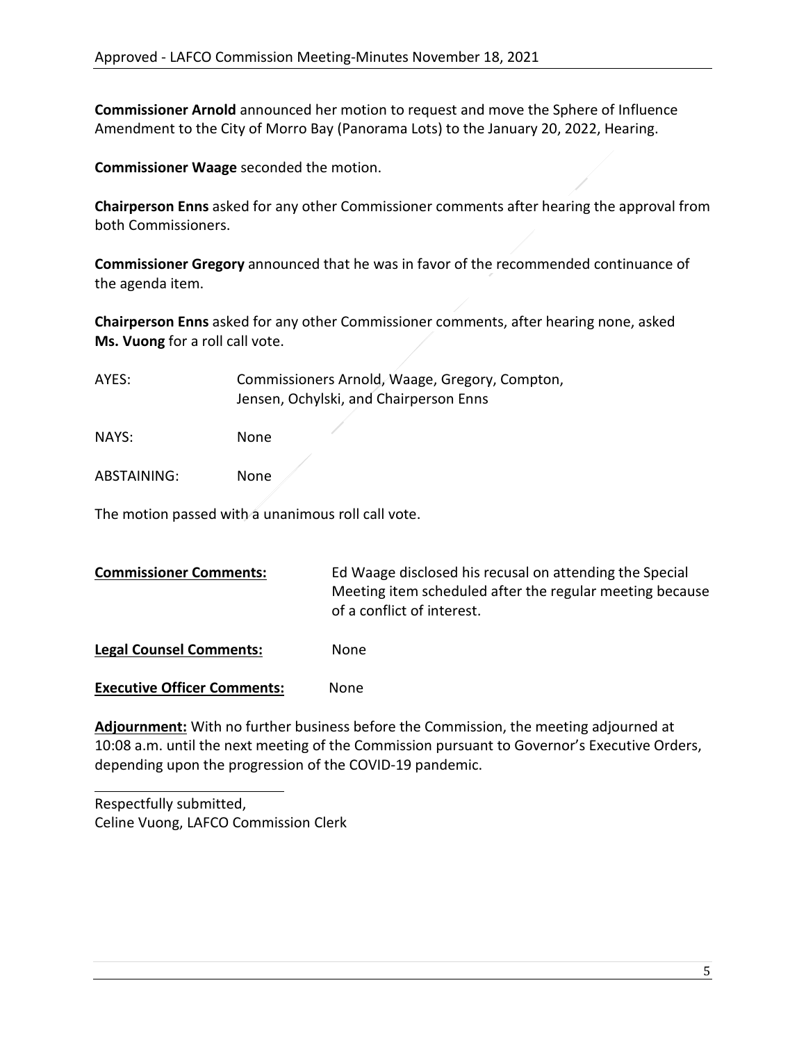**Commissioner Arnold** announced her motion to request and move the Sphere of Influence Amendment to the City of Morro Bay (Panorama Lots) to the January 20, 2022, Hearing.

**Commissioner Waage** seconded the motion.

**Chairperson Enns** asked for any other Commissioner comments after hearing the approval from both Commissioners.

**Commissioner Gregory** announced that he was in favor of the recommended continuance of the agenda item.

**Chairperson Enns** asked for any other Commissioner comments, after hearing none, asked **Ms. Vuong** for a roll call vote.

| | |
|---|---|
| AYES: | Commissioners Arnold, Waage, Gregory, Compton, Jensen, Ochylski, and Chairperson Enns |
| NAYS: | None |
| ABSTAINING: | None |

The motion passed with a unanimous roll call vote.

**Commissioner Comments:** Ed Waage disclosed his recusal on attending the Special Meeting item scheduled after the regular meeting because of a conflict of interest.

**Legal Counsel Comments:** None

**Executive Officer Comments:** None

**Adjournment:** With no further business before the Commission, the meeting adjourned at 10:08 a.m. until the next meeting of the Commission pursuant to Governor's Executive Orders, depending upon the progression of the COVID-19 pandemic.

Respectfully submitted,
Celine Vuong, LAFCO Commission Clerk